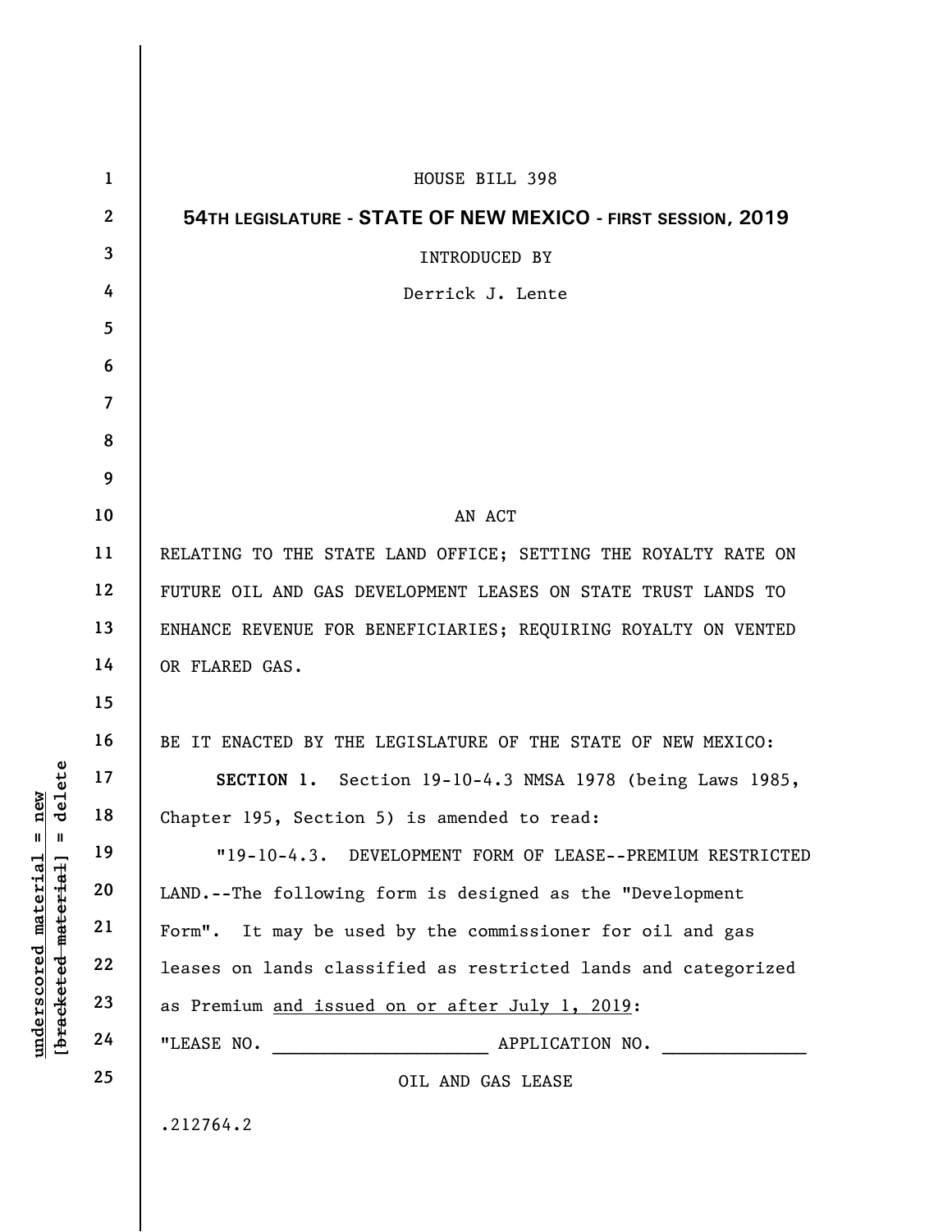HOUSE BILL 398

**54TH LEGISLATURE - STATE OF NEW MEXICO - FIRST SESSION, 2019**

INTRODUCED BY

Derrick J. Lente

AN ACT

RELATING TO THE STATE LAND OFFICE; SETTING THE ROYALTY RATE ON FUTURE OIL AND GAS DEVELOPMENT LEASES ON STATE TRUST LANDS TO ENHANCE REVENUE FOR BENEFICIARIES; REQUIRING ROYALTY ON VENTED OR FLARED GAS.

BE IT ENACTED BY THE LEGISLATURE OF THE STATE OF NEW MEXICO:

**SECTION 1.** Section 19-10-4.3 NMSA 1978 (being Laws 1985, Chapter 195, Section 5) is amended to read:

"19-10-4.3. DEVELOPMENT FORM OF LEASE--PREMIUM RESTRICTED LAND.--The following form is designed as the "Development Form". It may be used by the commissioner for oil and gas leases on lands classified as restricted lands and categorized as Premium <u>and issued on or after July 1, 2019</u>:

"LEASE NO. ____________________ APPLICATION NO. _____________

OIL AND GAS LEASE

.212764.2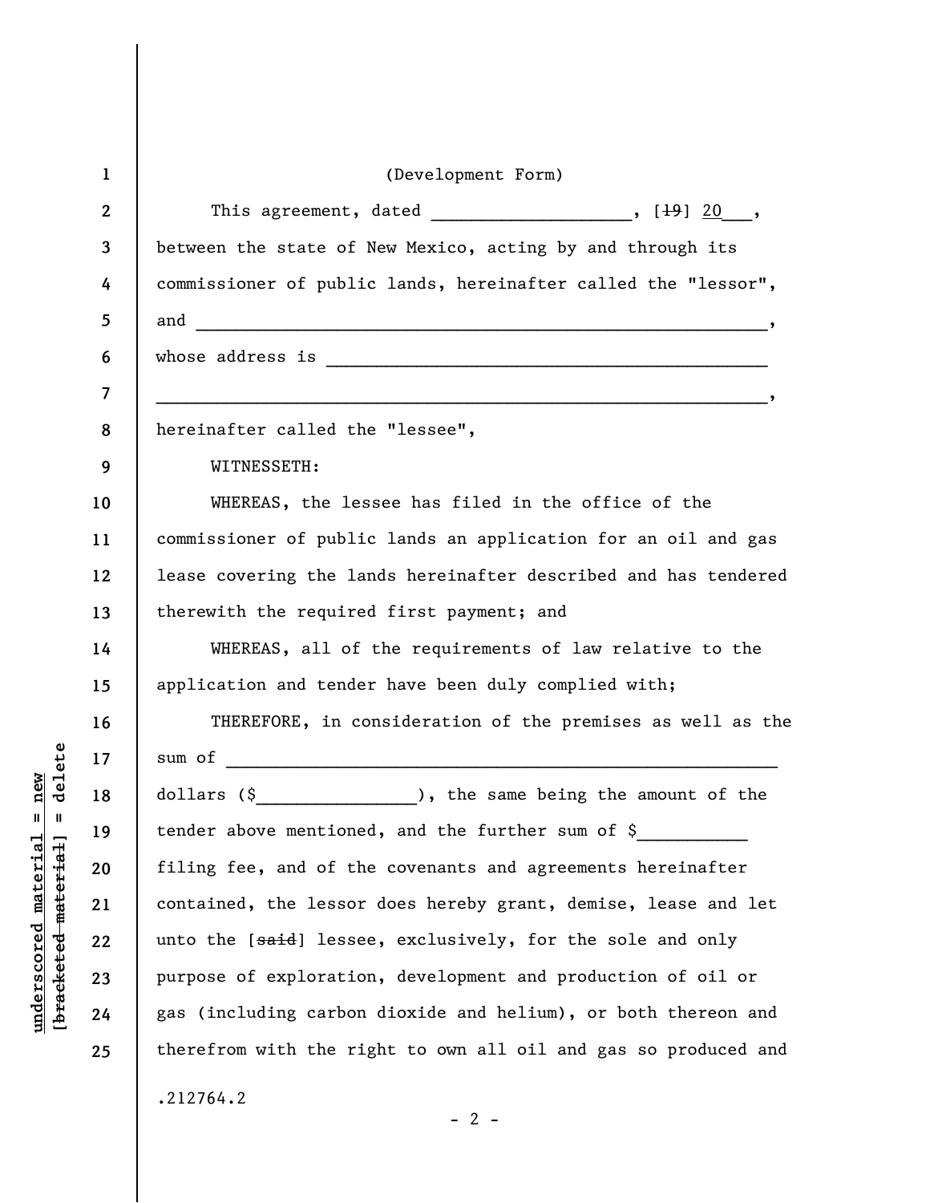(Development Form)

This agreement, dated \_\_\_\_\_\_\_\_\_\_\_\_\_\_\_\_\_\_, [~~19~~] 20\_\_\_,
between the state of New Mexico, acting by and through its commissioner of public lands, hereinafter called the "lessor", and \_\_\_\_\_\_\_\_\_\_\_\_\_\_\_\_\_\_\_\_\_\_\_\_\_\_\_\_\_\_\_\_\_\_\_\_\_\_\_\_\_\_\_\_\_\_\_\_\_\_,
whose address is \_\_\_\_\_\_\_\_\_\_\_\_\_\_\_\_\_\_\_\_\_\_\_\_\_\_\_\_\_\_\_\_\_\_\_\_\_\_\_\_
\_\_\_\_\_\_\_\_\_\_\_\_\_\_\_\_\_\_\_\_\_\_\_\_\_\_\_\_\_\_\_\_\_\_\_\_\_\_\_\_\_\_\_\_\_\_\_\_\_\_\_\_\_\_,
hereinafter called the "lessee",

WITNESSETH:

WHEREAS, the lessee has filed in the office of the commissioner of public lands an application for an oil and gas lease covering the lands hereinafter described and has tendered therewith the required first payment; and

WHEREAS, all of the requirements of law relative to the application and tender have been duly complied with;

THEREFORE, in consideration of the premises as well as the sum of \_\_\_\_\_\_\_\_\_\_\_\_\_\_\_\_\_\_\_\_\_\_\_\_\_\_\_\_\_\_\_\_\_\_\_\_\_\_\_\_\_\_\_\_\_\_\_\_\_\_
dollars ($\_\_\_\_\_\_\_\_\_\_\_\_\_\_\_), the same being the amount of the tender above mentioned, and the further sum of $\_\_\_\_\_\_\_\_\_\_ filing fee, and of the covenants and agreements hereinafter contained, the lessor does hereby grant, demise, lease and let unto the [~~said~~] lessee, exclusively, for the sole and only purpose of exploration, development and production of oil or gas (including carbon dioxide and helium), or both thereon and therefrom with the right to own all oil and gas so produced and

.212764.2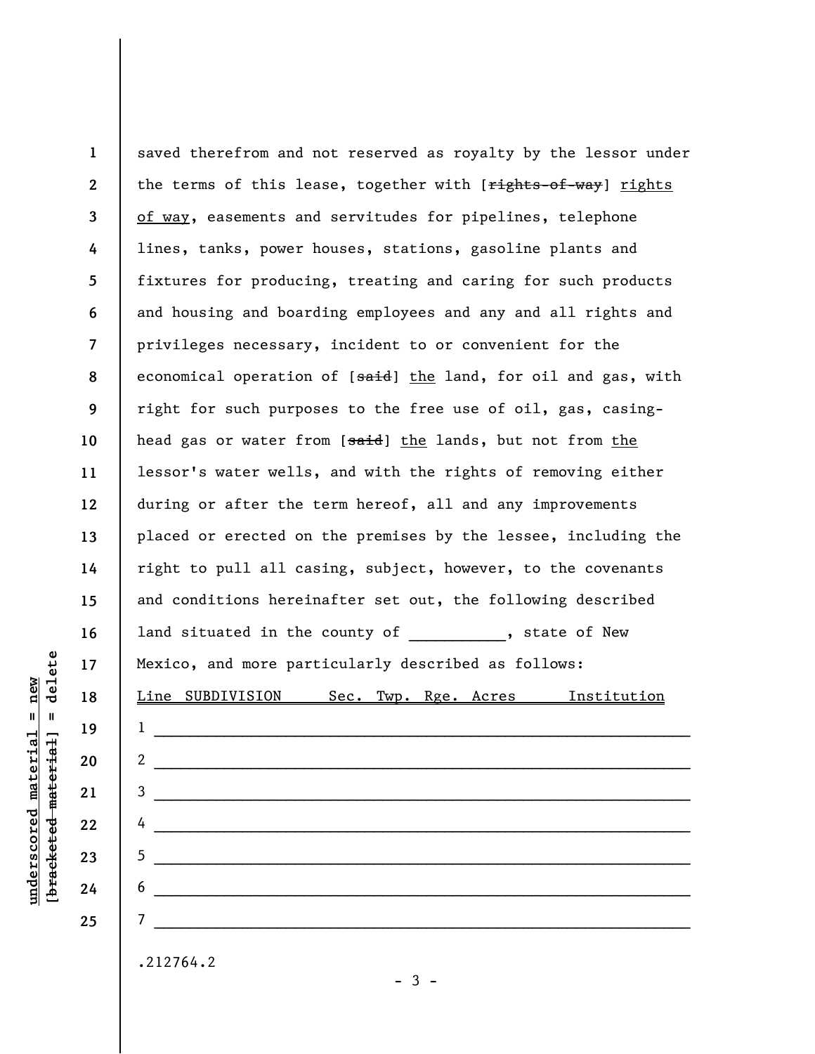saved therefrom and not reserved as royalty by the lessor under the terms of this lease, together with [~~rights-of-way~~] <u>rights of way</u>, easements and servitudes for pipelines, telephone lines, tanks, power houses, stations, gasoline plants and fixtures for producing, treating and caring for such products and housing and boarding employees and any and all rights and privileges necessary, incident to or convenient for the economical operation of [~~said~~] <u>the</u> land, for oil and gas, with right for such purposes to the free use of oil, gas, casing-head gas or water from [~~said~~] <u>the</u> lands, but not from <u>the</u> lessor's water wells, and with the rights of removing either during or after the term hereof, all and any improvements placed or erected on the premises by the lessee, including the right to pull all casing, subject, however, to the covenants and conditions hereinafter set out, the following described land situated in the county of ___________, state of New Mexico, and more particularly described as follows:

| <u>Line</u> | <u>SUBDIVISION</u> | <u>Sec.</u> | <u>Twp.</u> | <u>Rge.</u> | <u>Acres</u> | <u>Institution</u> |
|---|---|---|---|---|---|---|
| 1 | | | | | | |
| 2 | | | | | | |
| 3 | | | | | | |
| 4 | | | | | | |
| 5 | | | | | | |
| 6 | | | | | | |
| 7 | | | | | | |

.212764.2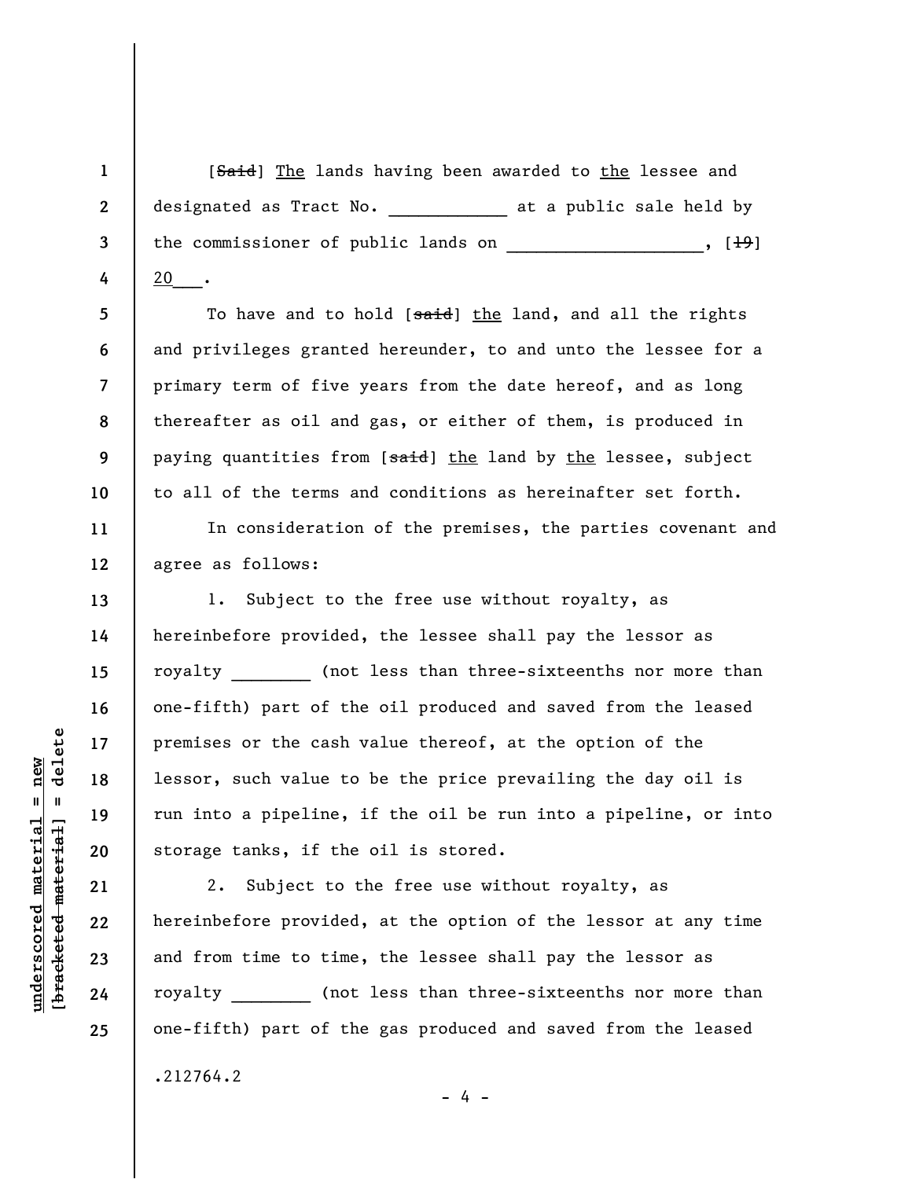[~~Said~~] <u>The</u> lands having been awarded to <u>the</u> lessee and designated as Tract No. ____________ at a public sale held by the commissioner of public lands on ____________________, [~~19~~] <u>20</u>___.

To have and to hold [~~said~~] <u>the</u> land, and all the rights and privileges granted hereunder, to and unto the lessee for a primary term of five years from the date hereof, and as long thereafter as oil and gas, or either of them, is produced in paying quantities from [~~said~~] <u>the</u> land by <u>the</u> lessee, subject to all of the terms and conditions as hereinafter set forth.

In consideration of the premises, the parties covenant and agree as follows:

1. Subject to the free use without royalty, as hereinbefore provided, the lessee shall pay the lessor as royalty ________ (not less than three-sixteenths nor more than one-fifth) part of the oil produced and saved from the leased premises or the cash value thereof, at the option of the lessor, such value to be the price prevailing the day oil is run into a pipeline, if the oil be run into a pipeline, or into storage tanks, if the oil is stored.

2. Subject to the free use without royalty, as hereinbefore provided, at the option of the lessor at any time and from time to time, the lessee shall pay the lessor as royalty ________ (not less than three-sixteenths nor more than one-fifth) part of the gas produced and saved from the leased

.212764.2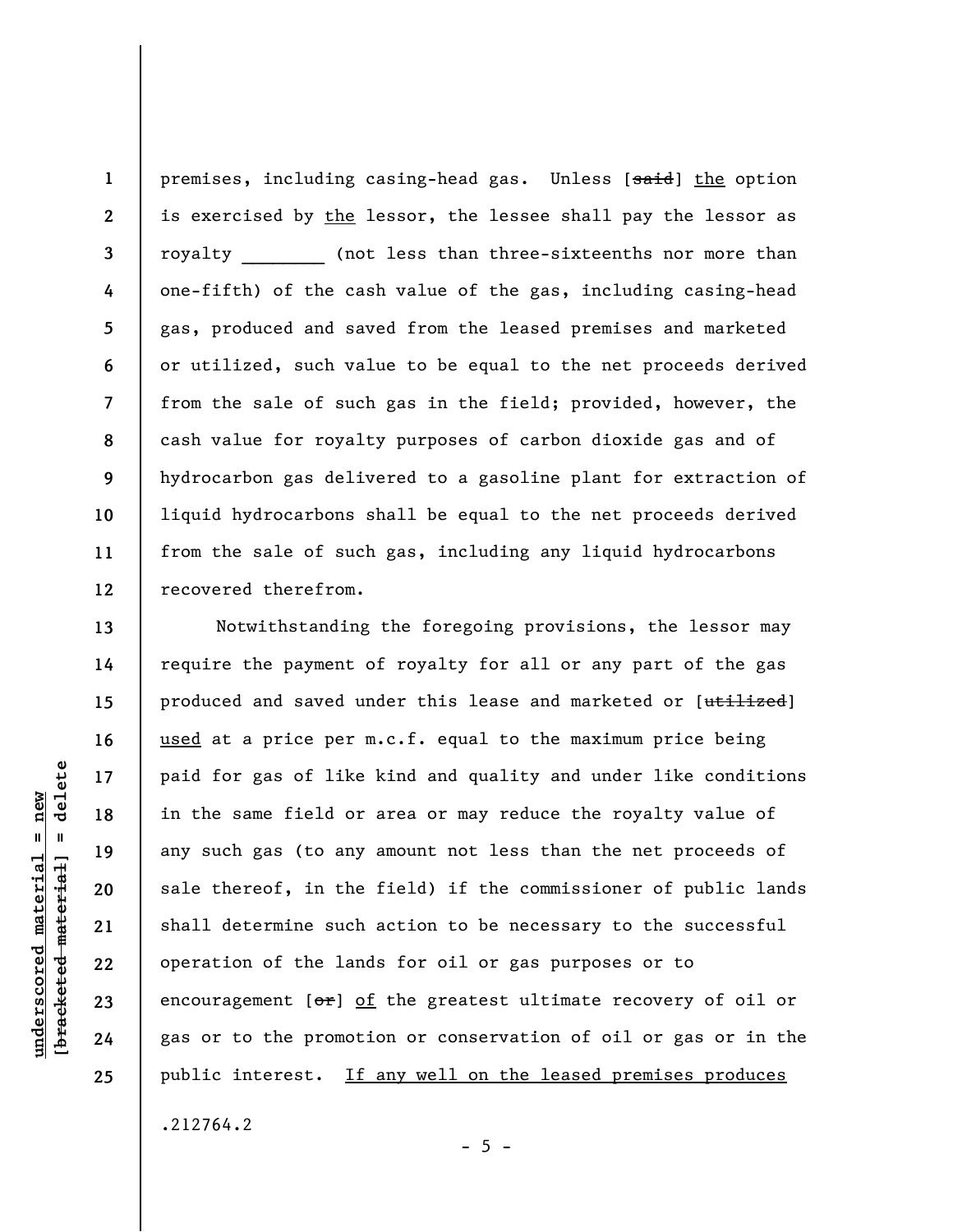premises, including casing-head gas. Unless [~~said~~] <u>the</u> option is exercised by <u>the</u> lessor, the lessee shall pay the lessor as royalty ________ (not less than three-sixteenths nor more than one-fifth) of the cash value of the gas, including casing-head gas, produced and saved from the leased premises and marketed or utilized, such value to be equal to the net proceeds derived from the sale of such gas in the field; provided, however, the cash value for royalty purposes of carbon dioxide gas and of hydrocarbon gas delivered to a gasoline plant for extraction of liquid hydrocarbons shall be equal to the net proceeds derived from the sale of such gas, including any liquid hydrocarbons recovered therefrom.

Notwithstanding the foregoing provisions, the lessor may require the payment of royalty for all or any part of the gas produced and saved under this lease and marketed or [~~utilized~~] <u>used</u> at a price per m.c.f. equal to the maximum price being paid for gas of like kind and quality and under like conditions in the same field or area or may reduce the royalty value of any such gas (to any amount not less than the net proceeds of sale thereof, in the field) if the commissioner of public lands shall determine such action to be necessary to the successful operation of the lands for oil or gas purposes or to encouragement [~~or~~] <u>of</u> the greatest ultimate recovery of oil or gas or to the promotion or conservation of oil or gas or in the public interest. <u>If any well on the leased premises produces</u>

.212764.2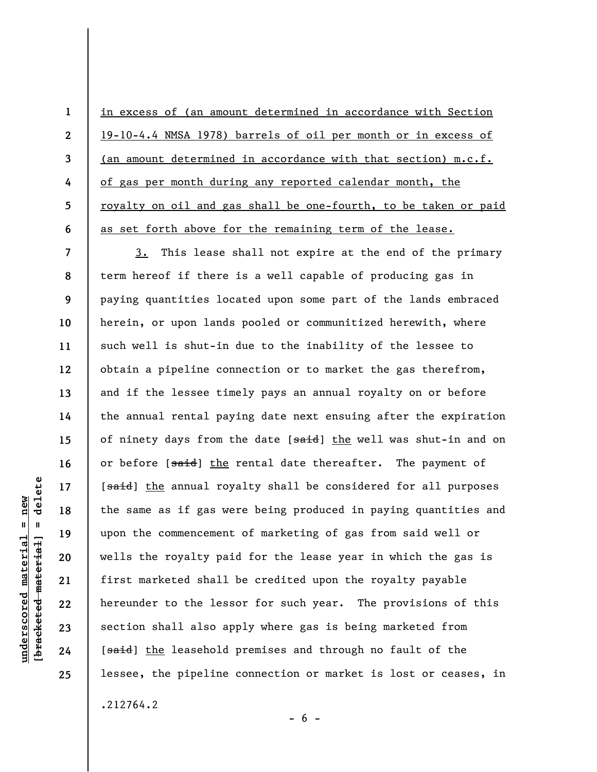<u>in excess of (an amount determined in accordance with Section 19-10-4.4 NMSA 1978) barrels of oil per month or in excess of (an amount determined in accordance with that section) m.c.f. of gas per month during any reported calendar month, the royalty on oil and gas shall be one-fourth, to be taken or paid as set forth above for the remaining term of the lease.</u>

<u>3.</u> This lease shall not expire at the end of the primary term hereof if there is a well capable of producing gas in paying quantities located upon some part of the lands embraced herein, or upon lands pooled or communitized herewith, where such well is shut-in due to the inability of the lessee to obtain a pipeline connection or to market the gas therefrom, and if the lessee timely pays an annual royalty on or before the annual rental paying date next ensuing after the expiration of ninety days from the date [~~said~~] <u>the</u> well was shut-in and on or before [~~said~~] <u>the</u> rental date thereafter. The payment of [~~said~~] <u>the</u> annual royalty shall be considered for all purposes the same as if gas were being produced in paying quantities and upon the commencement of marketing of gas from said well or wells the royalty paid for the lease year in which the gas is first marketed shall be credited upon the royalty payable hereunder to the lessor for such year. The provisions of this section shall also apply where gas is being marketed from [~~said~~] <u>the</u> leasehold premises and through no fault of the lessee, the pipeline connection or market is lost or ceases, in

.212764.2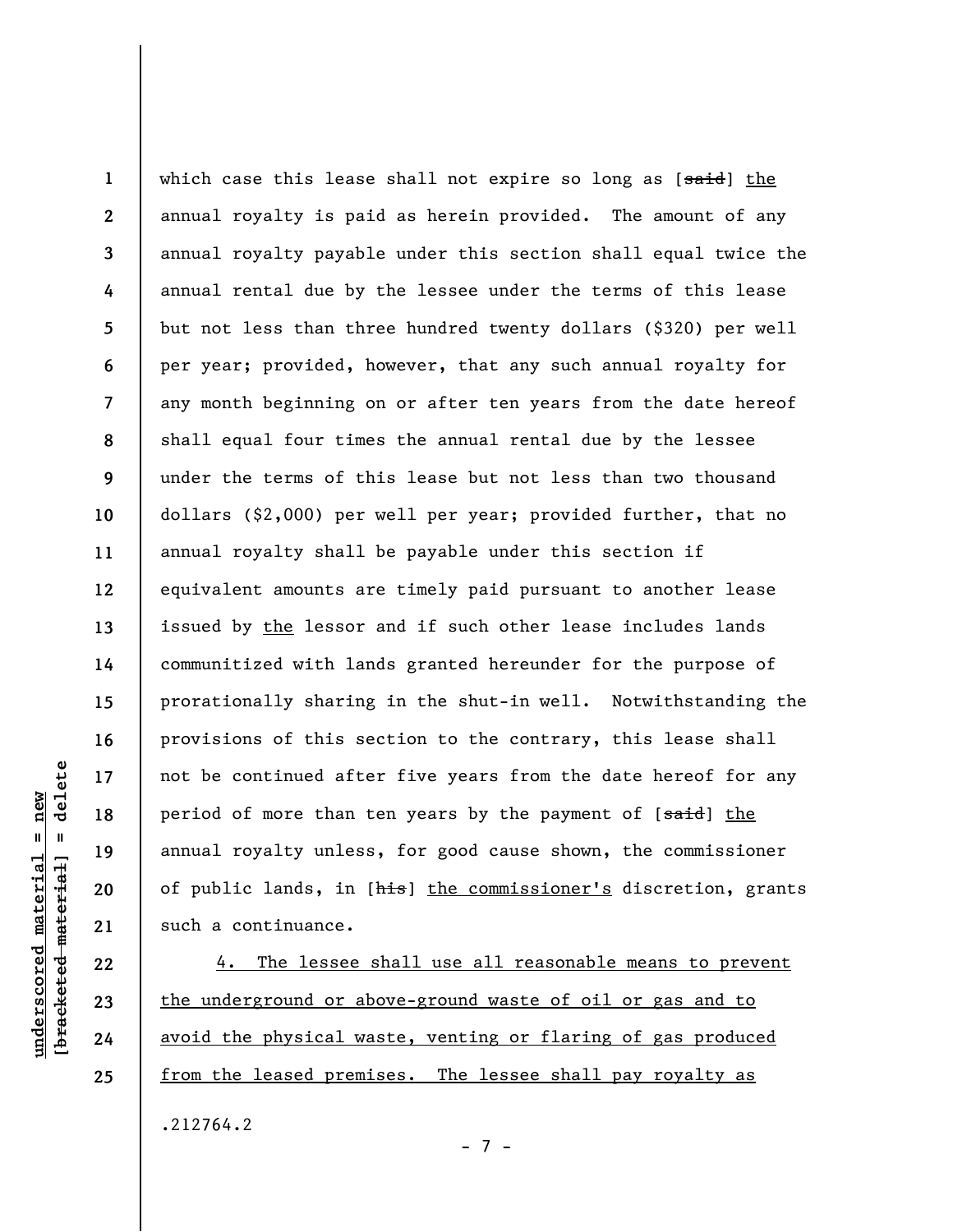which case this lease shall not expire so long as [~~said~~] <u>the</u> annual royalty is paid as herein provided. The amount of any annual royalty payable under this section shall equal twice the annual rental due by the lessee under the terms of this lease but not less than three hundred twenty dollars ($320) per well per year; provided, however, that any such annual royalty for any month beginning on or after ten years from the date hereof shall equal four times the annual rental due by the lessee under the terms of this lease but not less than two thousand dollars ($2,000) per well per year; provided further, that no annual royalty shall be payable under this section if equivalent amounts are timely paid pursuant to another lease issued by <u>the</u> lessor and if such other lease includes lands communitized with lands granted hereunder for the purpose of prorationally sharing in the shut-in well. Notwithstanding the provisions of this section to the contrary, this lease shall not be continued after five years from the date hereof for any period of more than ten years by the payment of [~~said~~] <u>the</u> annual royalty unless, for good cause shown, the commissioner of public lands, in [~~his~~] <u>the commissioner's</u> discretion, grants such a continuance.

<u>4. The lessee shall use all reasonable means to prevent the underground or above-ground waste of oil or gas and to avoid the physical waste, venting or flaring of gas produced from the leased premises. The lessee shall pay royalty as</u>

.212764.2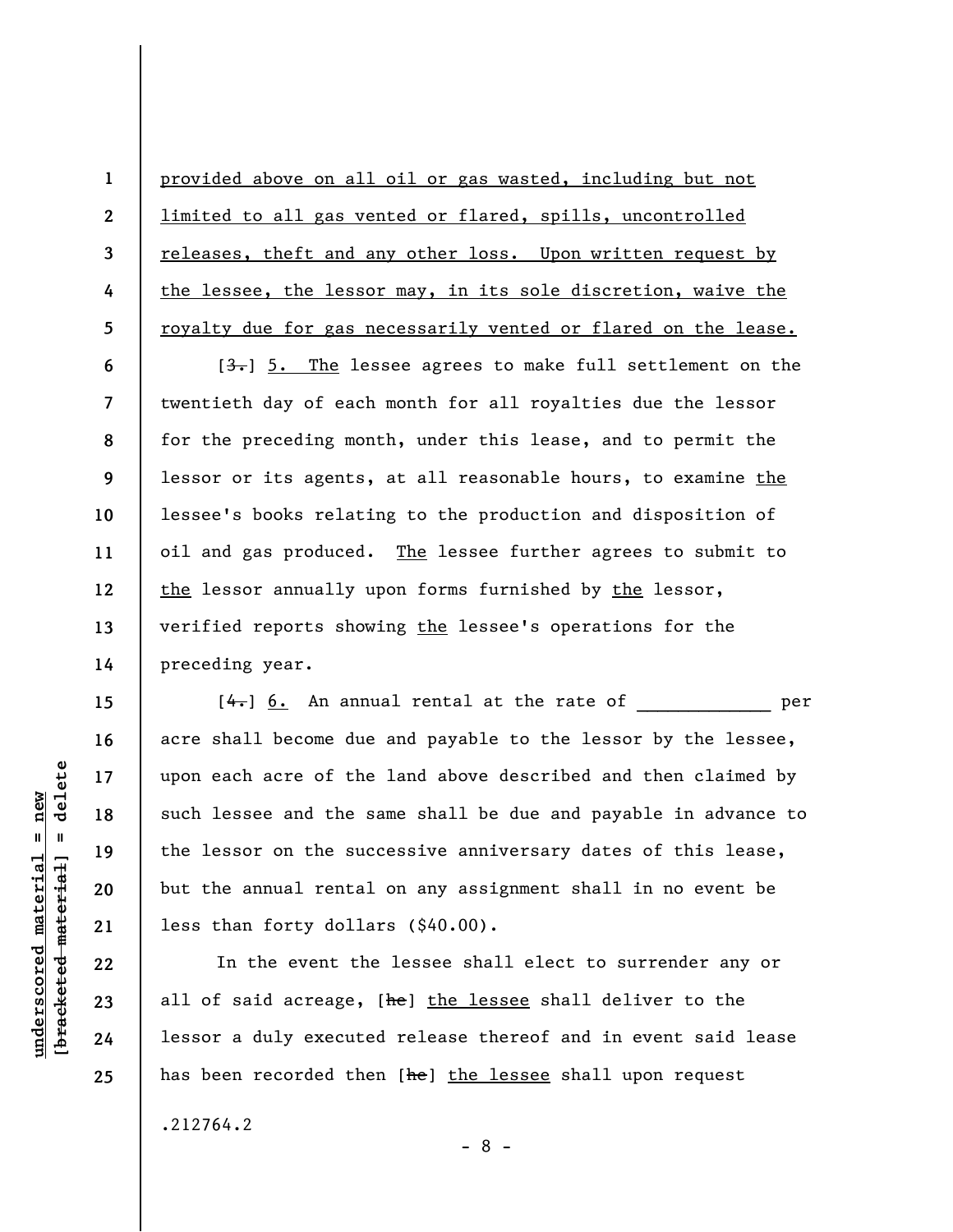provided above on all oil or gas wasted, including but not limited to all gas vented or flared, spills, uncontrolled releases, theft and any other loss. Upon written request by the lessee, the lessor may, in its sole discretion, waive the royalty due for gas necessarily vented or flared on the lease.

[3.] 5. The lessee agrees to make full settlement on the twentieth day of each month for all royalties due the lessor for the preceding month, under this lease, and to permit the lessor or its agents, at all reasonable hours, to examine the lessee's books relating to the production and disposition of oil and gas produced. The lessee further agrees to submit to the lessor annually upon forms furnished by the lessor, verified reports showing the lessee's operations for the preceding year.

[4.] 6. An annual rental at the rate of ____________ per acre shall become due and payable to the lessor by the lessee, upon each acre of the land above described and then claimed by such lessee and the same shall be due and payable in advance to the lessor on the successive anniversary dates of this lease, but the annual rental on any assignment shall in no event be less than forty dollars ($40.00).

In the event the lessee shall elect to surrender any or all of said acreage, [he] the lessee shall deliver to the lessor a duly executed release thereof and in event said lease has been recorded then [he] the lessee shall upon request

.212764.2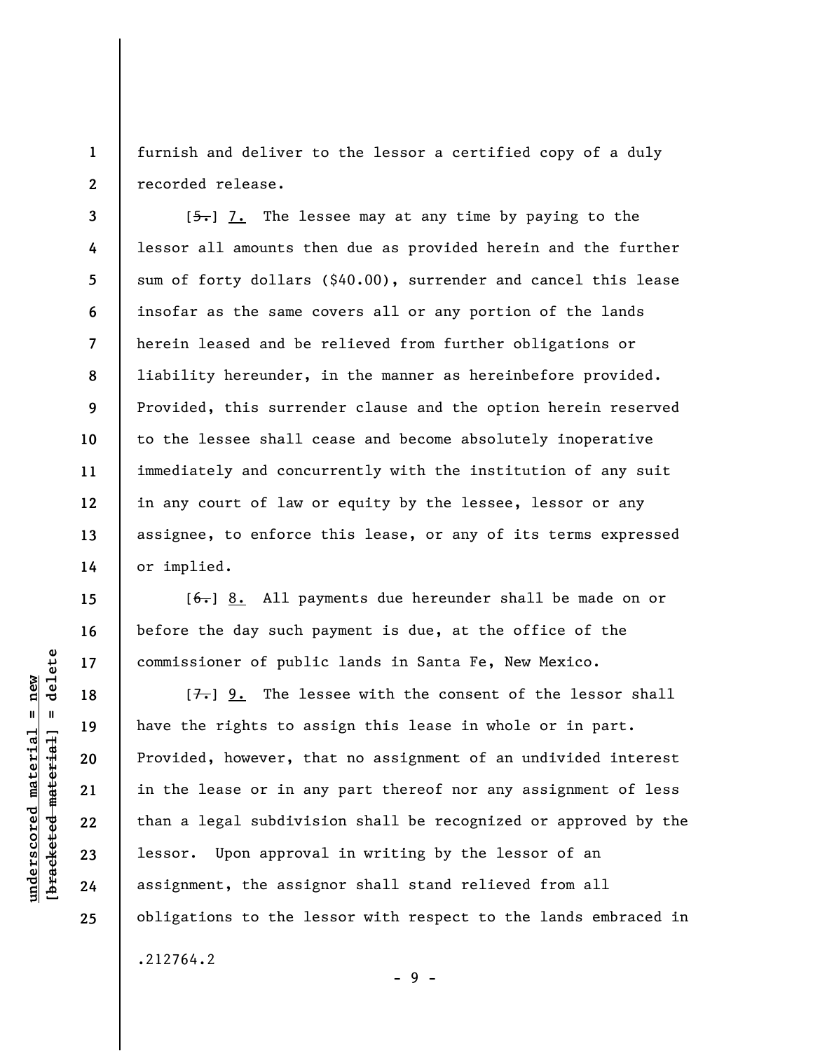furnish and deliver to the lessor a certified copy of a duly recorded release.

[~~5.~~] 7. The lessee may at any time by paying to the lessor all amounts then due as provided herein and the further sum of forty dollars ($40.00), surrender and cancel this lease insofar as the same covers all or any portion of the lands herein leased and be relieved from further obligations or liability hereunder, in the manner as hereinbefore provided. Provided, this surrender clause and the option herein reserved to the lessee shall cease and become absolutely inoperative immediately and concurrently with the institution of any suit in any court of law or equity by the lessee, lessor or any assignee, to enforce this lease, or any of its terms expressed or implied.

[~~6.~~] 8. All payments due hereunder shall be made on or before the day such payment is due, at the office of the commissioner of public lands in Santa Fe, New Mexico.

[~~7.~~] 9. The lessee with the consent of the lessor shall have the rights to assign this lease in whole or in part. Provided, however, that no assignment of an undivided interest in the lease or in any part thereof nor any assignment of less than a legal subdivision shall be recognized or approved by the lessor. Upon approval in writing by the lessor of an assignment, the assignor shall stand relieved from all obligations to the lessor with respect to the lands embraced in

.212764.2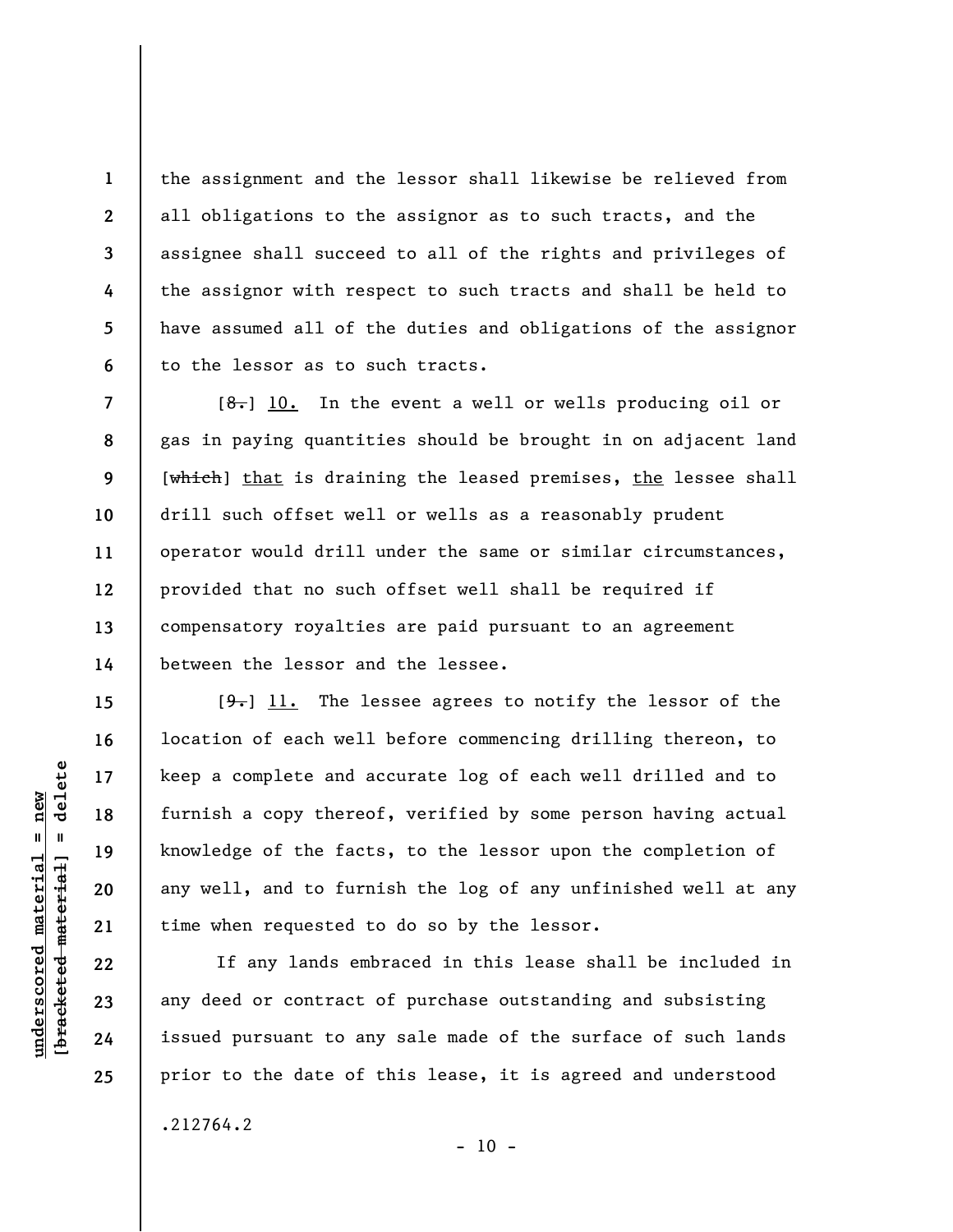the assignment and the lessor shall likewise be relieved from all obligations to the assignor as to such tracts, and the assignee shall succeed to all of the rights and privileges of the assignor with respect to such tracts and shall be held to have assumed all of the duties and obligations of the assignor to the lessor as to such tracts.

[~~8.~~] <u>10.</u> In the event a well or wells producing oil or gas in paying quantities should be brought in on adjacent land [~~which~~] <u>that</u> is draining the leased premises, <u>the</u> lessee shall drill such offset well or wells as a reasonably prudent operator would drill under the same or similar circumstances, provided that no such offset well shall be required if compensatory royalties are paid pursuant to an agreement between the lessor and the lessee.

[~~9.~~] <u>11.</u> The lessee agrees to notify the lessor of the location of each well before commencing drilling thereon, to keep a complete and accurate log of each well drilled and to furnish a copy thereof, verified by some person having actual knowledge of the facts, to the lessor upon the completion of any well, and to furnish the log of any unfinished well at any time when requested to do so by the lessor.

If any lands embraced in this lease shall be included in any deed or contract of purchase outstanding and subsisting issued pursuant to any sale made of the surface of such lands prior to the date of this lease, it is agreed and understood

.212764.2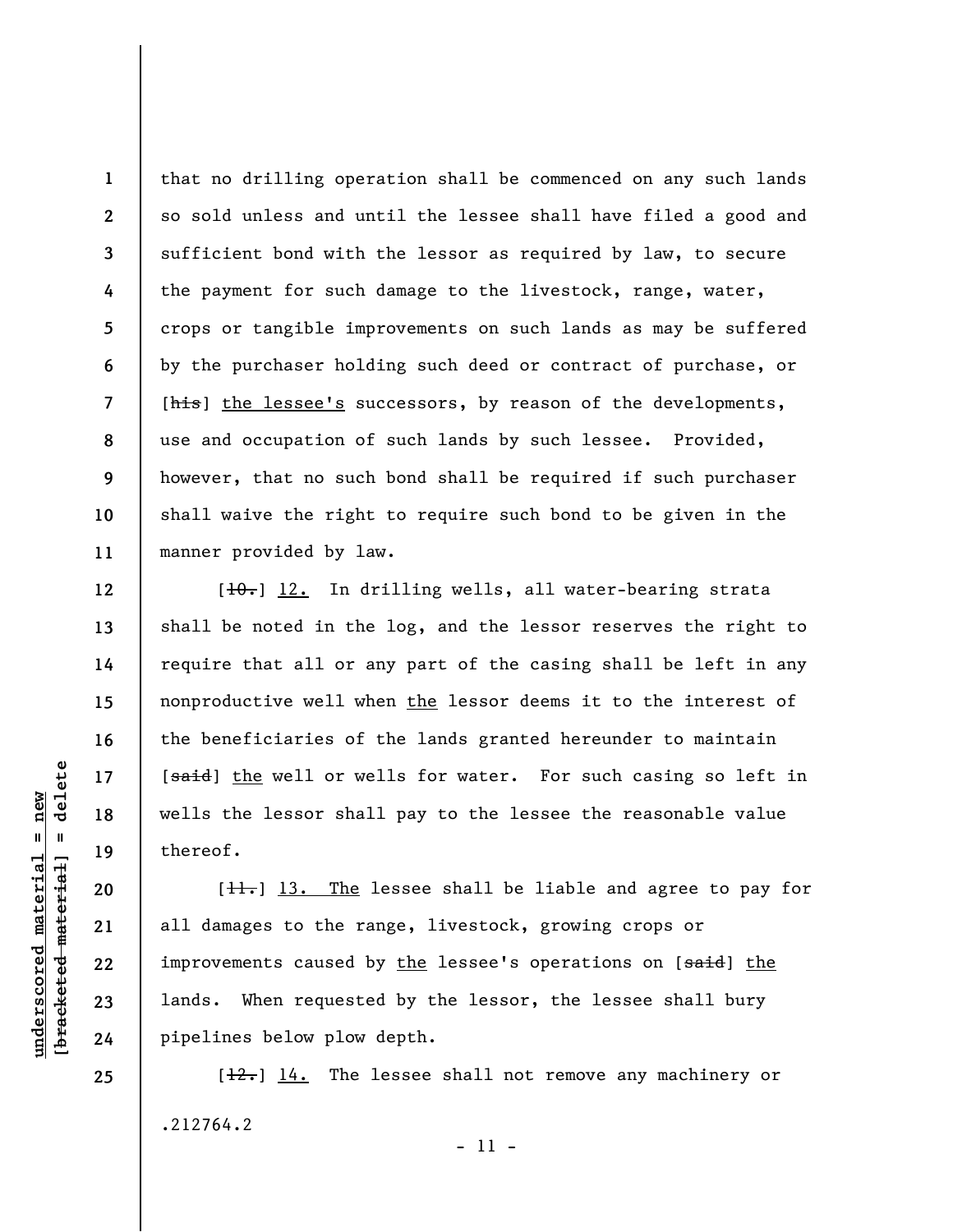that no drilling operation shall be commenced on any such lands so sold unless and until the lessee shall have filed a good and sufficient bond with the lessor as required by law, to secure the payment for such damage to the livestock, range, water, crops or tangible improvements on such lands as may be suffered by the purchaser holding such deed or contract of purchase, or [~~his~~] the lessee's successors, by reason of the developments, use and occupation of such lands by such lessee. Provided, however, that no such bond shall be required if such purchaser shall waive the right to require such bond to be given in the manner provided by law.

[~~10.~~] 12. In drilling wells, all water-bearing strata shall be noted in the log, and the lessor reserves the right to require that all or any part of the casing shall be left in any nonproductive well when the lessor deems it to the interest of the beneficiaries of the lands granted hereunder to maintain [~~said~~] the well or wells for water. For such casing so left in wells the lessor shall pay to the lessee the reasonable value thereof.

[~~11.~~] 13. The lessee shall be liable and agree to pay for all damages to the range, livestock, growing crops or improvements caused by the lessee's operations on [~~said~~] the lands. When requested by the lessor, the lessee shall bury pipelines below plow depth.

[~~12.~~] 14. The lessee shall not remove any machinery or

.212764.2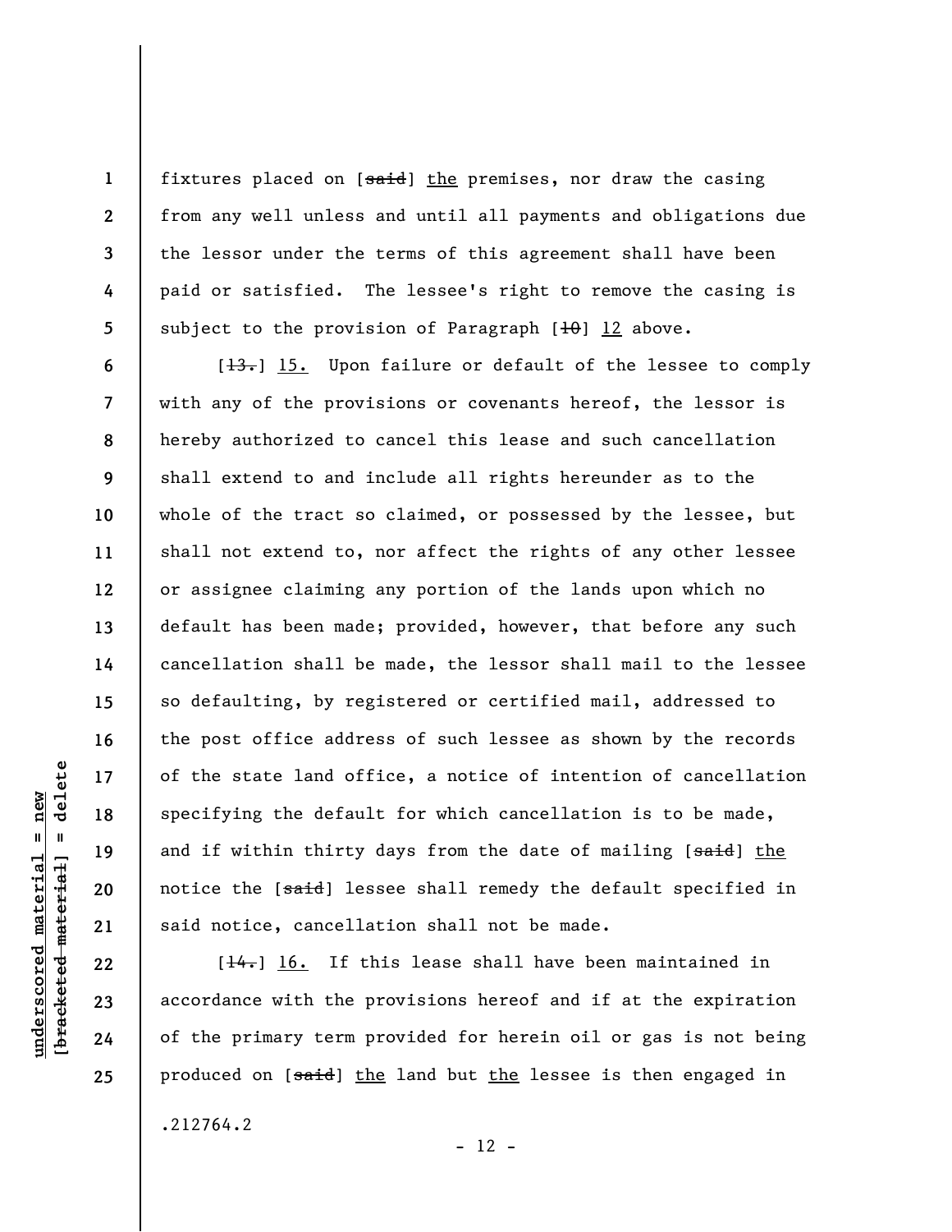fixtures placed on [~~said~~] the premises, nor draw the casing from any well unless and until all payments and obligations due the lessor under the terms of this agreement shall have been paid or satisfied. The lessee's right to remove the casing is subject to the provision of Paragraph [~~10~~] 12 above.

[~~13.~~] 15. Upon failure or default of the lessee to comply with any of the provisions or covenants hereof, the lessor is hereby authorized to cancel this lease and such cancellation shall extend to and include all rights hereunder as to the whole of the tract so claimed, or possessed by the lessee, but shall not extend to, nor affect the rights of any other lessee or assignee claiming any portion of the lands upon which no default has been made; provided, however, that before any such cancellation shall be made, the lessor shall mail to the lessee so defaulting, by registered or certified mail, addressed to the post office address of such lessee as shown by the records of the state land office, a notice of intention of cancellation specifying the default for which cancellation is to be made, and if within thirty days from the date of mailing [~~said~~] the notice the [~~said~~] lessee shall remedy the default specified in said notice, cancellation shall not be made.

[~~14.~~] 16. If this lease shall have been maintained in accordance with the provisions hereof and if at the expiration of the primary term provided for herein oil or gas is not being produced on [~~said~~] the land but the lessee is then engaged in

.212764.2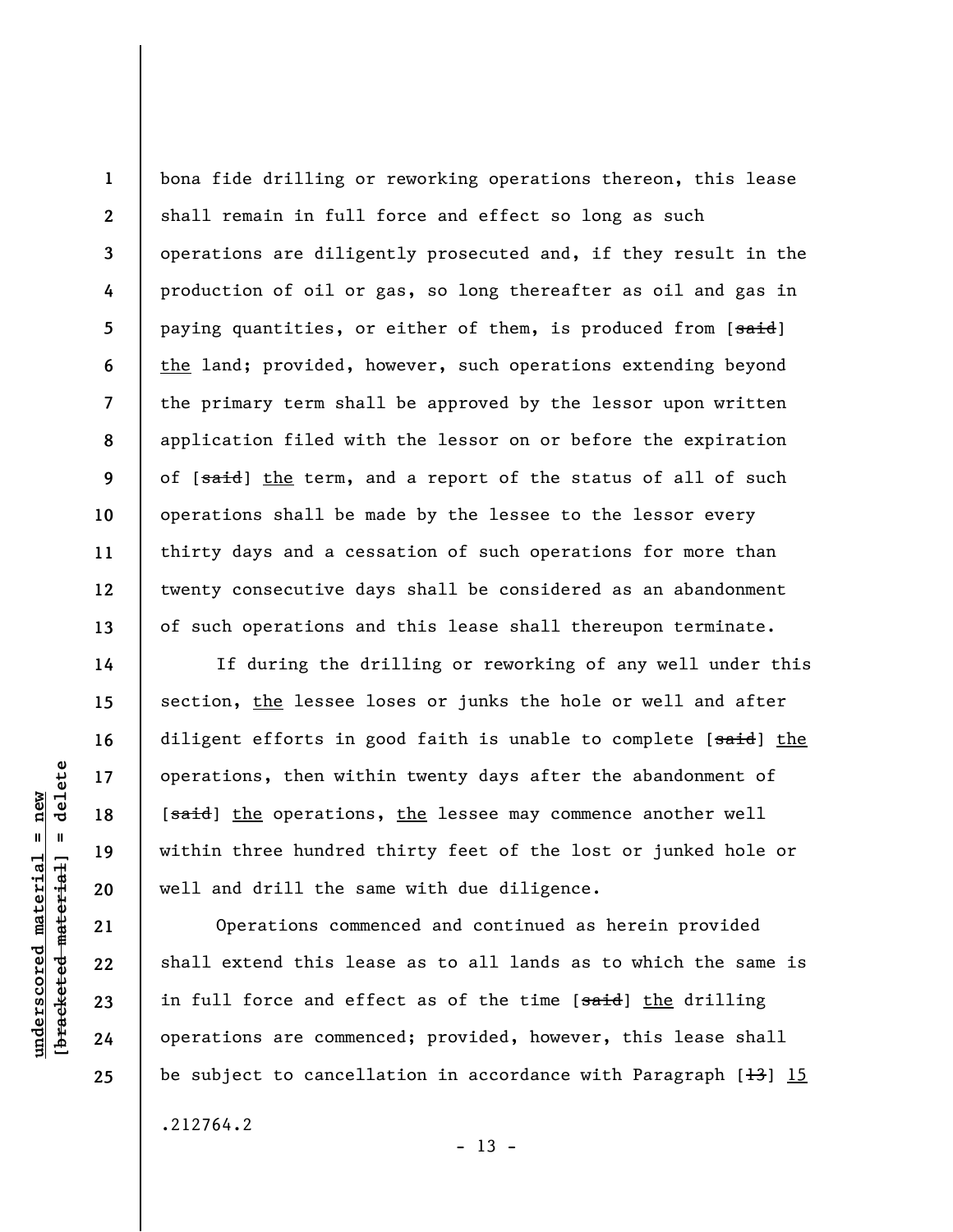bona fide drilling or reworking operations thereon, this lease shall remain in full force and effect so long as such operations are diligently prosecuted and, if they result in the production of oil or gas, so long thereafter as oil and gas in paying quantities, or either of them, is produced from [~~said~~] <u>the</u> land; provided, however, such operations extending beyond the primary term shall be approved by the lessor upon written application filed with the lessor on or before the expiration of [~~said~~] <u>the</u> term, and a report of the status of all of such operations shall be made by the lessee to the lessor every thirty days and a cessation of such operations for more than twenty consecutive days shall be considered as an abandonment of such operations and this lease shall thereupon terminate.

If during the drilling or reworking of any well under this section, <u>the</u> lessee loses or junks the hole or well and after diligent efforts in good faith is unable to complete [~~said~~] <u>the</u> operations, then within twenty days after the abandonment of [~~said~~] <u>the</u> operations, <u>the</u> lessee may commence another well within three hundred thirty feet of the lost or junked hole or well and drill the same with due diligence.

Operations commenced and continued as herein provided shall extend this lease as to all lands as to which the same is in full force and effect as of the time [~~said~~] <u>the</u> drilling operations are commenced; provided, however, this lease shall be subject to cancellation in accordance with Paragraph [~~13~~] <u>15</u>

.212764.2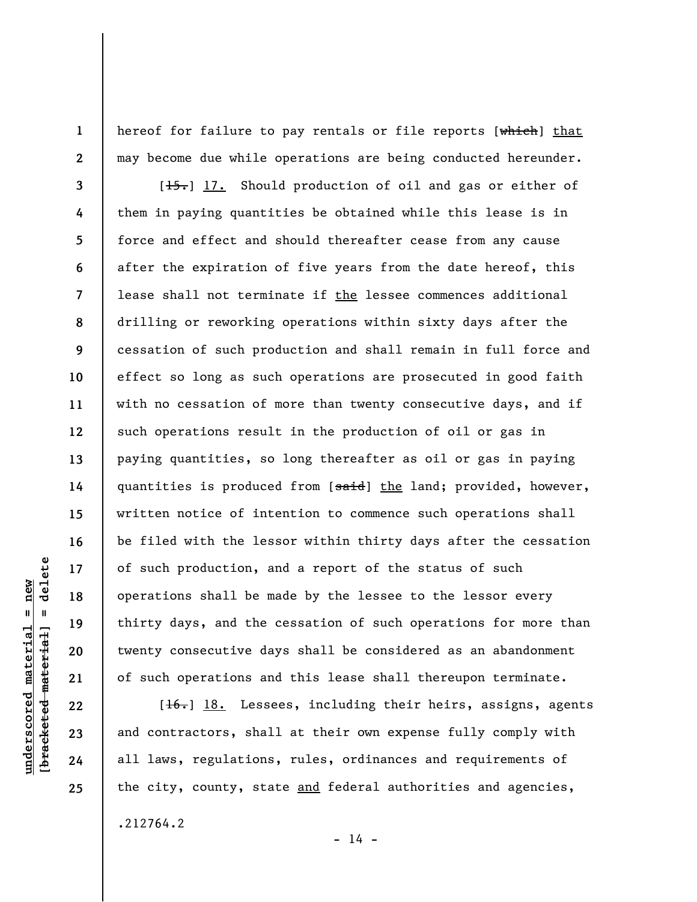hereof for failure to pay rentals or file reports [~~which~~] <u>that</u> may become due while operations are being conducted hereunder.

[~~15.~~] <u>17.</u> Should production of oil and gas or either of them in paying quantities be obtained while this lease is in force and effect and should thereafter cease from any cause after the expiration of five years from the date hereof, this lease shall not terminate if <u>the</u> lessee commences additional drilling or reworking operations within sixty days after the cessation of such production and shall remain in full force and effect so long as such operations are prosecuted in good faith with no cessation of more than twenty consecutive days, and if such operations result in the production of oil or gas in paying quantities, so long thereafter as oil or gas in paying quantities is produced from [~~said~~] <u>the</u> land; provided, however, written notice of intention to commence such operations shall be filed with the lessor within thirty days after the cessation of such production, and a report of the status of such operations shall be made by the lessee to the lessor every thirty days, and the cessation of such operations for more than twenty consecutive days shall be considered as an abandonment of such operations and this lease shall thereupon terminate.

[~~16.~~] <u>18.</u> Lessees, including their heirs, assigns, agents and contractors, shall at their own expense fully comply with all laws, regulations, rules, ordinances and requirements of the city, county, state <u>and</u> federal authorities and agencies,

.212764.2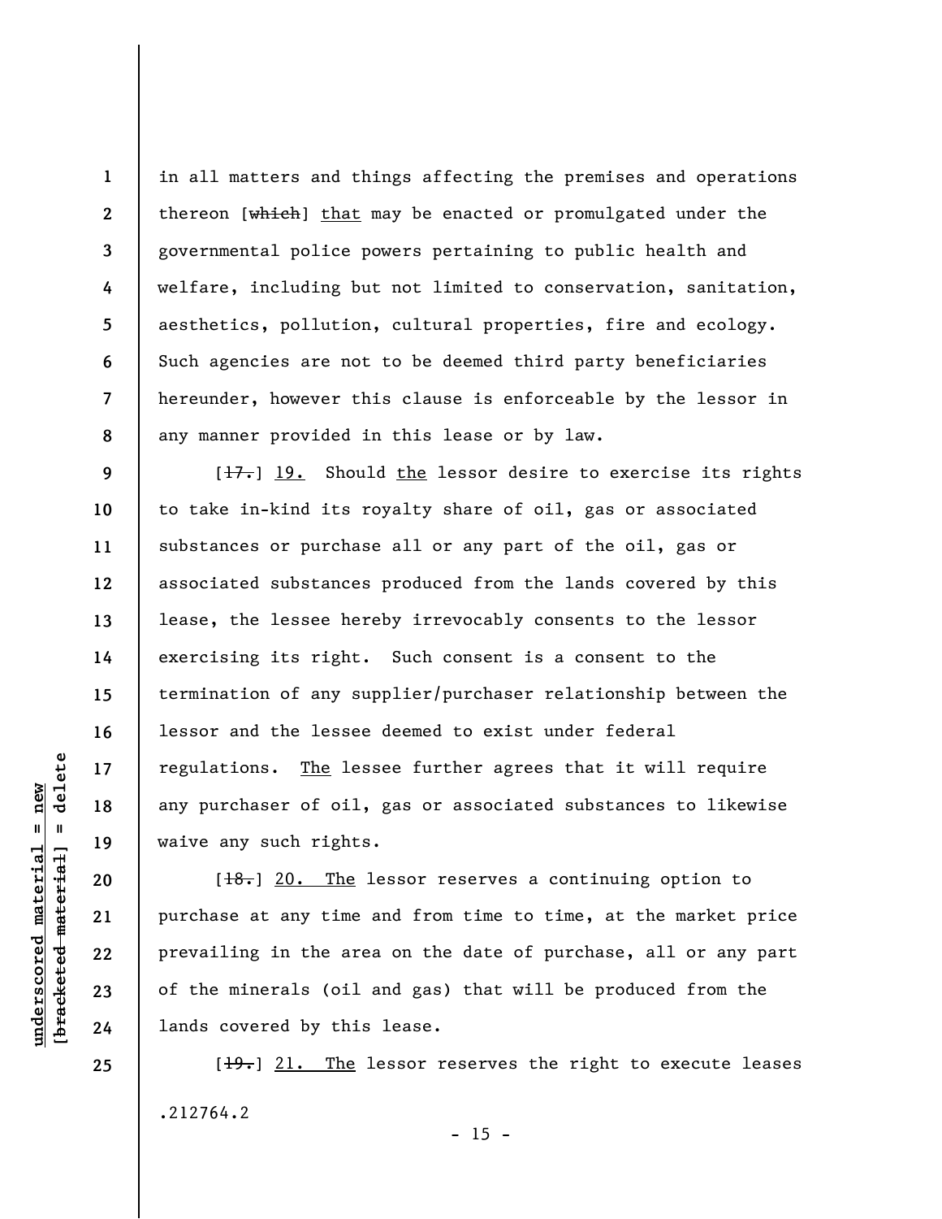in all matters and things affecting the premises and operations thereon [~~which~~] <u>that</u> may be enacted or promulgated under the governmental police powers pertaining to public health and welfare, including but not limited to conservation, sanitation, aesthetics, pollution, cultural properties, fire and ecology. Such agencies are not to be deemed third party beneficiaries hereunder, however this clause is enforceable by the lessor in any manner provided in this lease or by law.

[~~17.~~] <u>19.</u> Should <u>the</u> lessor desire to exercise its rights to take in-kind its royalty share of oil, gas or associated substances or purchase all or any part of the oil, gas or associated substances produced from the lands covered by this lease, the lessee hereby irrevocably consents to the lessor exercising its right. Such consent is a consent to the termination of any supplier/purchaser relationship between the lessor and the lessee deemed to exist under federal regulations. <u>The</u> lessee further agrees that it will require any purchaser of oil, gas or associated substances to likewise waive any such rights.

[~~18.~~] <u>20. The</u> lessor reserves a continuing option to purchase at any time and from time to time, at the market price prevailing in the area on the date of purchase, all or any part of the minerals (oil and gas) that will be produced from the lands covered by this lease.

[~~19.~~] <u>21. The</u> lessor reserves the right to execute leases

.212764.2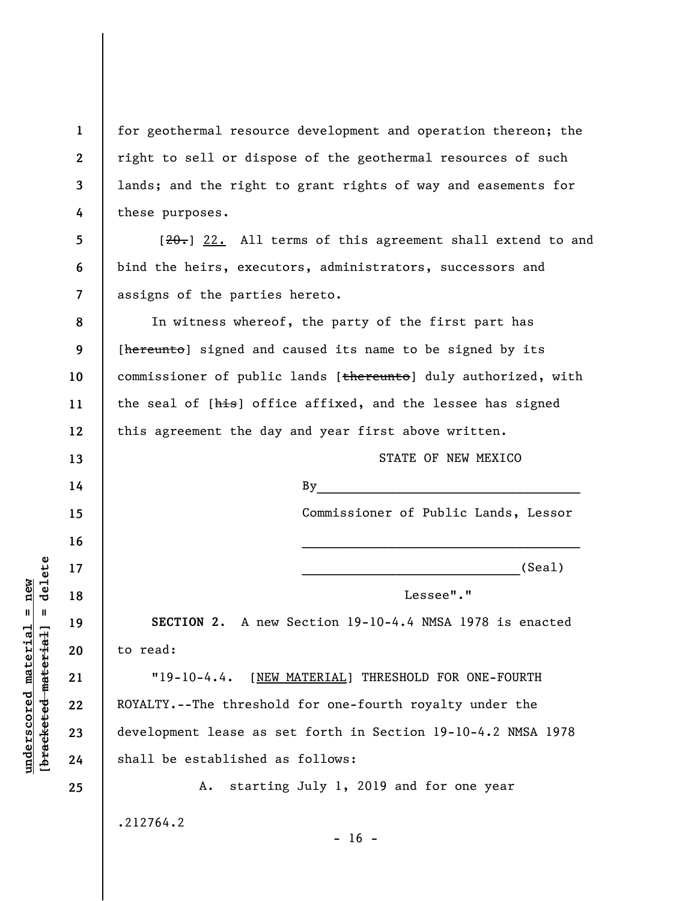for geothermal resource development and operation thereon; the right to sell or dispose of the geothermal resources of such lands; and the right to grant rights of way and easements for these purposes.

[~~20.~~] <u>22.</u> All terms of this agreement shall extend to and bind the heirs, executors, administrators, successors and assigns of the parties hereto.

In witness whereof, the party of the first part has [~~hereunto~~] signed and caused its name to be signed by its commissioner of public lands [~~thereunto~~] duly authorized, with the seal of [~~his~~] office affixed, and the lessee has signed this agreement the day and year first above written.

STATE OF NEW MEXICO

By___________________________________

Commissioner of Public Lands, Lessor

_____________________________________

_____________________________(Seal)

Lessee"."

**SECTION 2.** A new Section 19-10-4.4 NMSA 1978 is enacted to read:

"19-10-4.4. [<u>NEW MATERIAL</u>] THRESHOLD FOR ONE-FOURTH ROYALTY.--The threshold for one-fourth royalty under the development lease as set forth in Section 19-10-4.2 NMSA 1978 shall be established as follows:

A. starting July 1, 2019 and for one year

.212764.2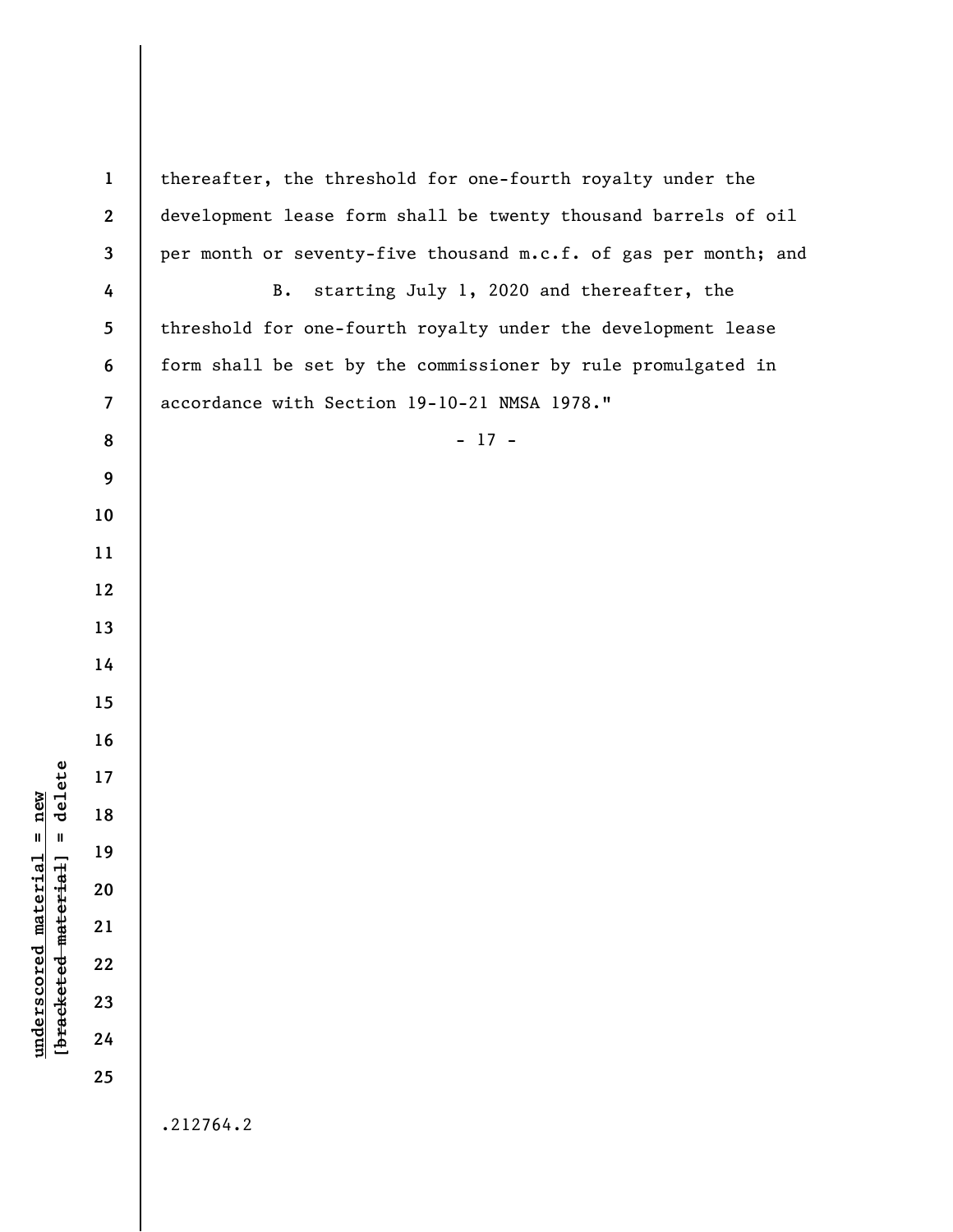thereafter, the threshold for one-fourth royalty under the development lease form shall be twenty thousand barrels of oil per month or seventy-five thousand m.c.f. of gas per month; and

B. starting July 1, 2020 and thereafter, the threshold for one-fourth royalty under the development lease form shall be set by the commissioner by rule promulgated in accordance with Section 19-10-21 NMSA 1978."

.212764.2